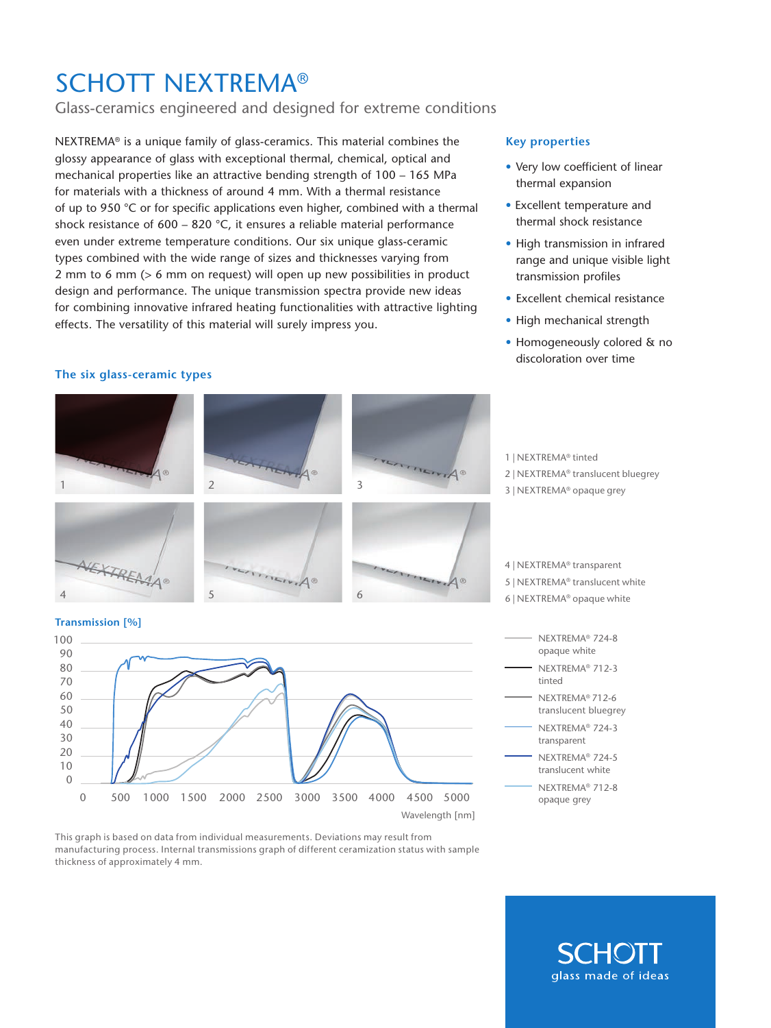# SCHOTT NEXTREMA®

Glass-ceramics engineered and designed for extreme conditions

NEXTREMA® is a unique family of glass-ceramics. This material combines the glossy appearance of glass with exceptional thermal, chemical, optical and mechanical properties like an attractive bending strength of 100 – 165 MPa for materials with a thickness of around 4 mm. With a thermal resistance of up to 950 °C or for specific applications even higher, combined with a thermal shock resistance of 600 – 820 °C, it ensures a reliable material performance even under extreme temperature conditions. Our six unique glass-ceramic types combined with the wide range of sizes and thicknesses varying from 2 mm to 6 mm (> 6 mm on request) will open up new possibilities in product design and performance. The unique transmission spectra provide new ideas for combining innovative infrared heating functionalities with attractive lighting effects. The versatility of this material will surely impress you.

### Key properties

- Very low coefficient of linear thermal expansion
- Excellent temperature and thermal shock resistance
- High transmission in infrared range and unique visible light transmission profiles
- Excellent chemical resistance
- High mechanical strength
- Homogeneously colored & no discoloration over time

### The six glass-ceramic types

1 | NEXTREMA® tinted
2 | NEXTREMA® translucent bluegrey
3 | NEXTREMA® opaque grey
4 | NEXTREMA® transparent
5 | NEXTREMA® translucent white
6 | NEXTREMA® opaque white

### Transmission [%]

Legend:
- NEXTREMA® 724-8 opaque white
- NEXTREMA® 712-3 tinted
- NEXTREMA® 712-6 translucent bluegrey
- NEXTREMA® 724-3 transparent
- NEXTREMA® 724-5 translucent white
- NEXTREMA® 712-8 opaque grey

Wavelength [nm]

This graph is based on data from individual measurements. Deviations may result from manufacturing process. Internal transmissions graph of different ceramization status with sample thickness of approximately 4 mm.

SCHOTT
glass made of ideas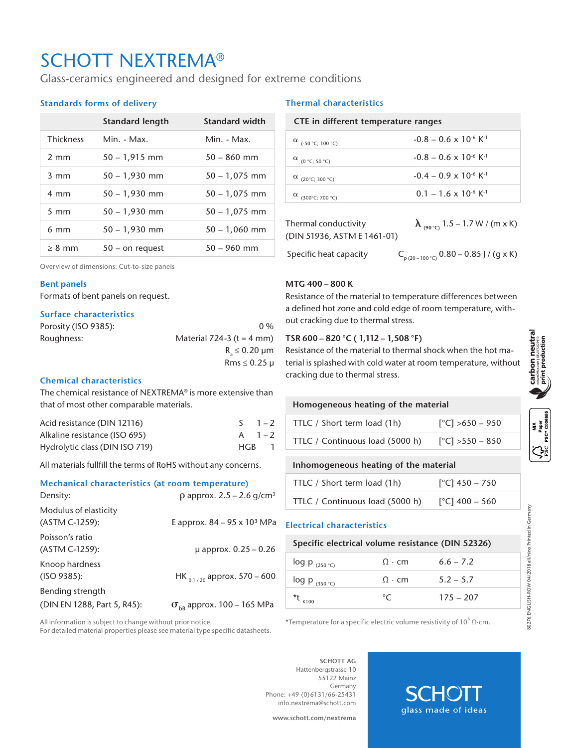# SCHOTT NEXTREMA®

Glass-ceramics engineered and designed for extreme conditions

## Standards forms of delivery

| | Standard length | Standard width |
|---|---|---|
| Thickness | Min. - Max. | Min. - Max. |
| 2 mm | 50 – 1,915 mm | 50 – 860 mm |
| 3 mm | 50 – 1,930 mm | 50 – 1,075 mm |
| 4 mm | 50 – 1,930 mm | 50 – 1,075 mm |
| 5 mm | 50 – 1,930 mm | 50 – 1,075 mm |
| 6 mm | 50 – 1,930 mm | 50 – 1,060 mm |
| ≥ 8 mm | 50 – on request | 50 – 960 mm |

Overview of dimensions: Cut-to-size panels

## Bent panels

Formats of bent panels on request.

## Surface characteristics

| | |
|---|---|
| Porosity (ISO 9385): | 0 % |
| Roughness: | Material 724-3 (t = 4 mm) $R_a \leq 0.20$ µm Rms ≤ 0.25 µ |

## Chemical characteristics

The chemical resistance of NEXTREMA® is more extensive than that of most other comparable materials.

| | | |
|---|---|---|
| Acid resistance (DIN 12116) | S | 1 – 2 |
| Alkaline resistance (ISO 695) | A | 1 – 2 |
| Hydrolytic class (DIN ISO 719) | HGB | 1 |

All materials fullfill the terms of RoHS without any concerns.

## Mechanical characteristics (at room temperature)

| | |
|---|---|
| Density: | ρ approx. 2.5 – 2.6 g/cm³ |
| Modulus of elasticity (ASTM C-1259): | E approx. 84 – 95 x 10³ MPa |
| Poisson's ratio (ASTM C-1259): | µ approx. 0.25 – 0.26 |
| Knoop hardness (ISO 9385): | $HK_{0.1/20}$ approx. 570 – 600 |
| Bending strength (DIN EN 1288, Part 5, R45): | $\sigma_{bB}$ approx. 100 – 165 MPa |

All information is subject to change without prior notice.
For detailed material properties please see material type specific datasheets.

## Thermal characteristics

| CTE in different temperature ranges | |
|---|---|
| $\alpha_{(-50\,°C;\,100\,°C)}$ | $-0.8 – 0.6 \times 10^{-6}\ K^{-1}$ |
| $\alpha_{(0\,°C;\,50\,°C)}$ | $-0.8 – 0.6 \times 10^{-6}\ K^{-1}$ |
| $\alpha_{(20°C;\,300\,°C)}$ | $-0.4 – 0.9 \times 10^{-6}\ K^{-1}$ |
| $\alpha_{(300°C;\,700\,°C)}$ | $0.1 – 1.6 \times 10^{-6}\ K^{-1}$ |

| | |
|---|---|
| Thermal conductivity (DIN 51936, ASTM E 1461-01) | $\lambda_{(90\,°C)}$ 1.5 – 1.7 W / (m x K) |
| Specific heat capacity | $C_{p\,(20-100\,°C)}$ 0.80 – 0.85 J / (g x K) |

**MTG 400 – 800 K**

Resistance of the material to temperature differences between a defined hot zone and cold edge of room temperature, without cracking due to thermal stress.

**TSR 600 – 820 °C ( 1,112 – 1,508 °F)**

Resistance of the material to thermal shock when the hot material is splashed with cold water at room temperature, without cracking due to thermal stress.

| Homogeneous heating of the material | |
|---|---|
| TTLC / Short term load (1h) | [°C] >650 – 950 |
| TTLC / Continuous load (5000 h) | [°C] >550 – 850 |

| Inhomogeneous heating of the material | |
|---|---|
| TTLC / Short term load (1h) | [°C] 450 – 750 |
| TTLC / Continuous load (5000 h) | [°C] 400 – 560 |

## Electrical characteristics

| Specific electrical volume resistance (DIN 52326) | | |
|---|---|---|
| log ρ $_{(250\,°C)}$ | Ω · cm | 6.6 – 7.2 |
| log ρ $_{(350\,°C)}$ | Ω · cm | 5.2 – 5.7 |
| *$t_{K100}$ | °C | 175 – 207 |

*Temperature for a specific electric volume resistivity of $10^8$ Ω·cm.

**SCHOTT AG**
Hattenbergstrasse 10
55122 Mainz
Germany
Phone: +49 (0)6131/66-25431
info.nextrema@schott.com

**www.schott.com/nextrema**

SCHOTT
glass made of ideas

80276 ENGLISH-ROW 04/2018 all/nino Printed in Germany